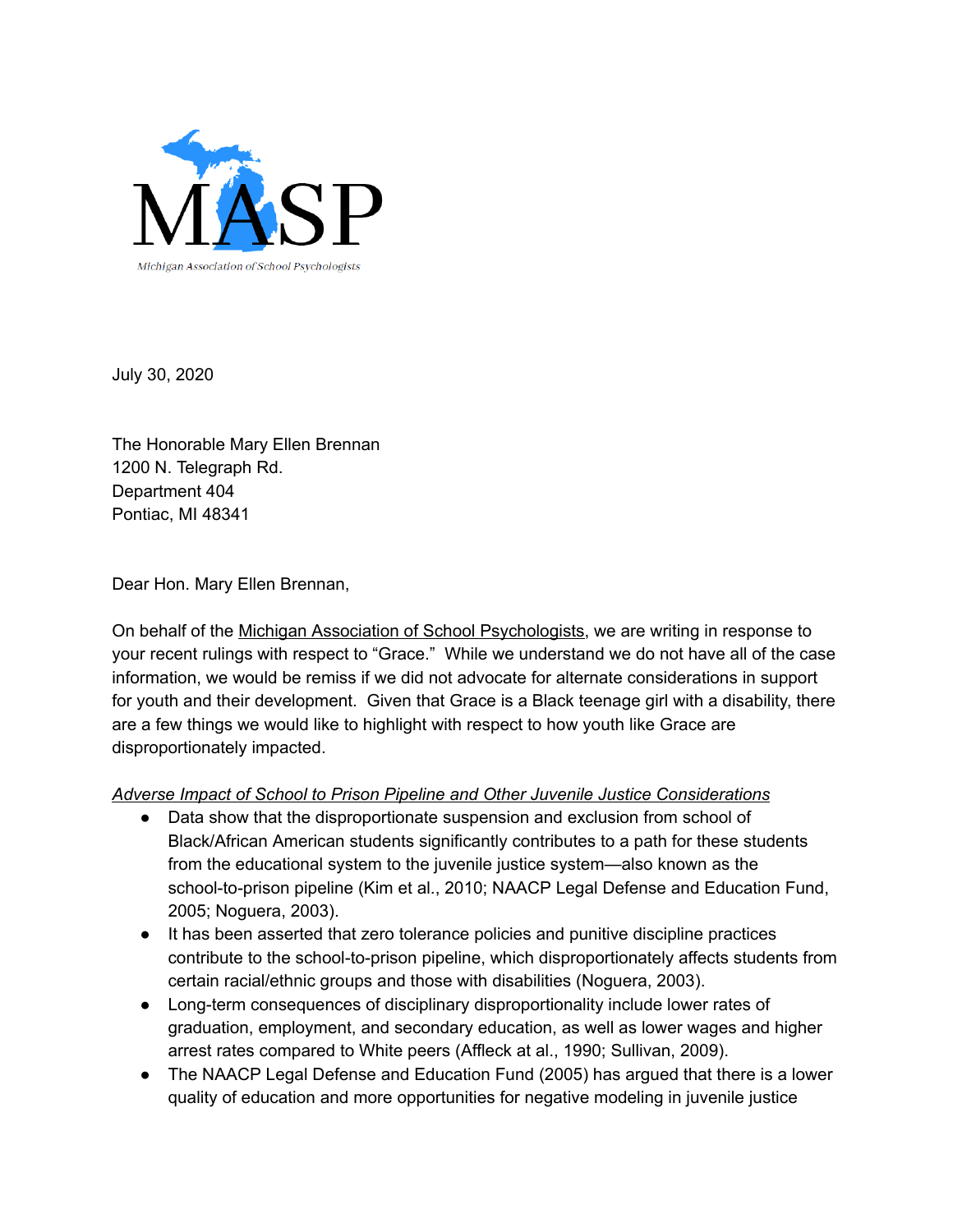MASP

Michigan Association of School Psychologists

July 30, 2020

The Honorable Mary Ellen Brennan
1200 N. Telegraph Rd.
Department 404
Pontiac, MI 48341

Dear Hon. Mary Ellen Brennan,

On behalf of the Michigan Association of School Psychologists, we are writing in response to your recent rulings with respect to "Grace." While we understand we do not have all of the case information, we would be remiss if we did not advocate for alternate considerations in support for youth and their development. Given that Grace is a Black teenage girl with a disability, there are a few things we would like to highlight with respect to how youth like Grace are disproportionately impacted.

*Adverse Impact of School to Prison Pipeline and Other Juvenile Justice Considerations*

- Data show that the disproportionate suspension and exclusion from school of Black/African American students significantly contributes to a path for these students from the educational system to the juvenile justice system—also known as the school-to-prison pipeline (Kim et al., 2010; NAACP Legal Defense and Education Fund, 2005; Noguera, 2003).
- It has been asserted that zero tolerance policies and punitive discipline practices contribute to the school-to-prison pipeline, which disproportionately affects students from certain racial/ethnic groups and those with disabilities (Noguera, 2003).
- Long-term consequences of disciplinary disproportionality include lower rates of graduation, employment, and secondary education, as well as lower wages and higher arrest rates compared to White peers (Affleck at al., 1990; Sullivan, 2009).
- The NAACP Legal Defense and Education Fund (2005) has argued that there is a lower quality of education and more opportunities for negative modeling in juvenile justice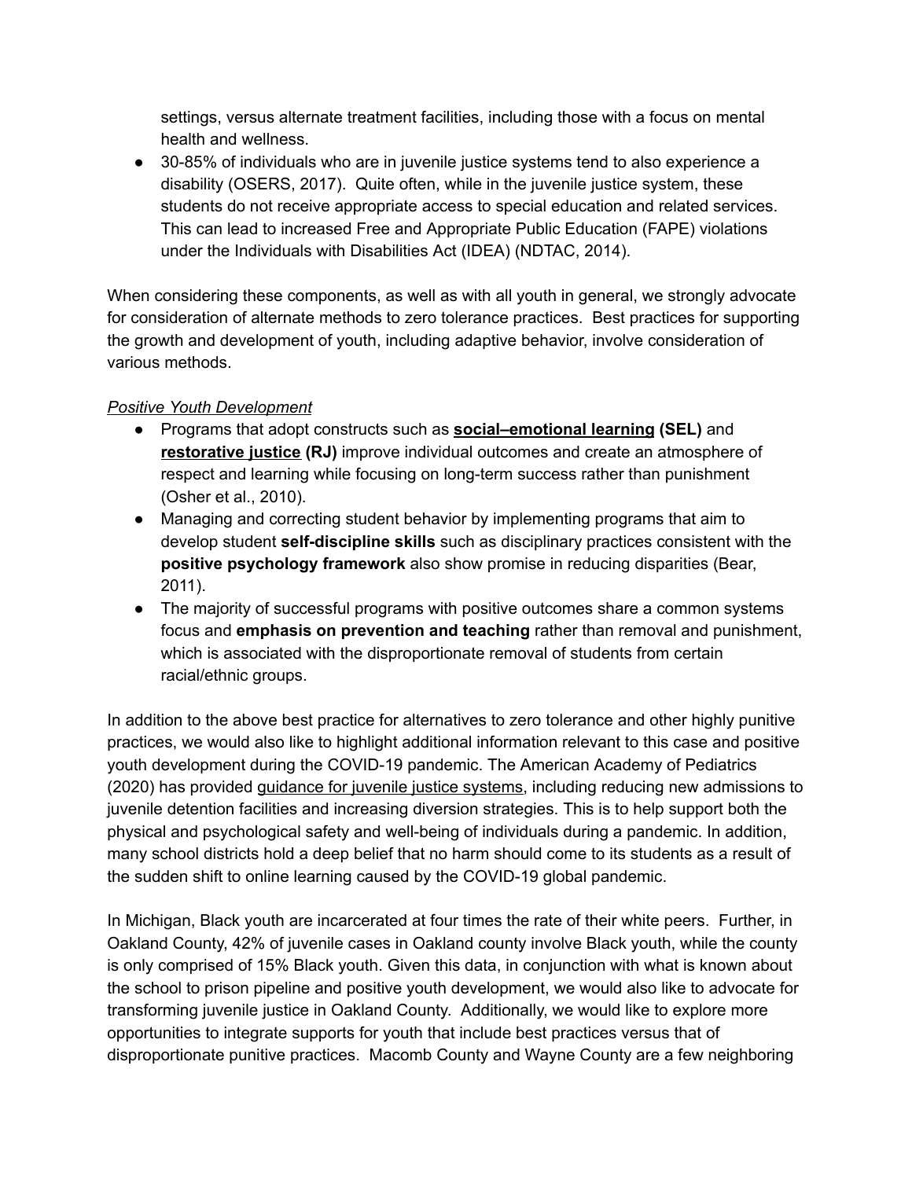settings, versus alternate treatment facilities, including those with a focus on mental health and wellness.

- 30-85% of individuals who are in juvenile justice systems tend to also experience a disability (OSERS, 2017). Quite often, while in the juvenile justice system, these students do not receive appropriate access to special education and related services. This can lead to increased Free and Appropriate Public Education (FAPE) violations under the Individuals with Disabilities Act (IDEA) (NDTAC, 2014).

When considering these components, as well as with all youth in general, we strongly advocate for consideration of alternate methods to zero tolerance practices. Best practices for supporting the growth and development of youth, including adaptive behavior, involve consideration of various methods.

*Positive Youth Development*

- Programs that adopt constructs such as **social–emotional learning (SEL)** and **restorative justice (RJ)** improve individual outcomes and create an atmosphere of respect and learning while focusing on long-term success rather than punishment (Osher et al., 2010).
- Managing and correcting student behavior by implementing programs that aim to develop student **self-discipline skills** such as disciplinary practices consistent with the **positive psychology framework** also show promise in reducing disparities (Bear, 2011).
- The majority of successful programs with positive outcomes share a common systems focus and **emphasis on prevention and teaching** rather than removal and punishment, which is associated with the disproportionate removal of students from certain racial/ethnic groups.

In addition to the above best practice for alternatives to zero tolerance and other highly punitive practices, we would also like to highlight additional information relevant to this case and positive youth development during the COVID-19 pandemic. The American Academy of Pediatrics (2020) has provided guidance for juvenile justice systems, including reducing new admissions to juvenile detention facilities and increasing diversion strategies. This is to help support both the physical and psychological safety and well-being of individuals during a pandemic. In addition, many school districts hold a deep belief that no harm should come to its students as a result of the sudden shift to online learning caused by the COVID-19 global pandemic.

In Michigan, Black youth are incarcerated at four times the rate of their white peers. Further, in Oakland County, 42% of juvenile cases in Oakland county involve Black youth, while the county is only comprised of 15% Black youth. Given this data, in conjunction with what is known about the school to prison pipeline and positive youth development, we would also like to advocate for transforming juvenile justice in Oakland County. Additionally, we would like to explore more opportunities to integrate supports for youth that include best practices versus that of disproportionate punitive practices. Macomb County and Wayne County are a few neighboring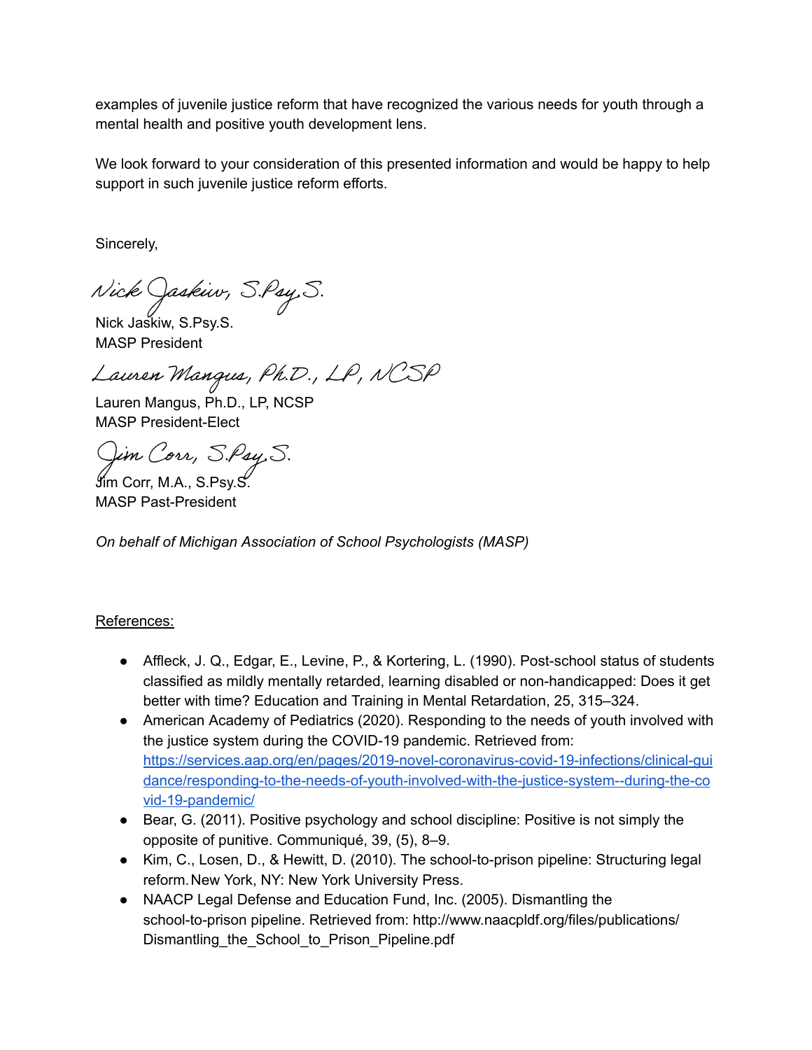examples of juvenile justice reform that have recognized the various needs for youth through a mental health and positive youth development lens.

We look forward to your consideration of this presented information and would be happy to help support in such juvenile justice reform efforts.

Sincerely,

*Nick Jaskiw, S.Psy.S.*

Nick Jaskiw, S.Psy.S.
MASP President

*Lauren Mangus, Ph.D., LP, NCSP*

Lauren Mangus, Ph.D., LP, NCSP
MASP President-Elect

*Jim Corr, S.Psy.S.*

Jim Corr, M.A., S.Psy.S.
MASP Past-President

*On behalf of Michigan Association of School Psychologists (MASP)*

References:

- Affleck, J. Q., Edgar, E., Levine, P., & Kortering, L. (1990). Post-school status of students classified as mildly mentally retarded, learning disabled or non-handicapped: Does it get better with time? Education and Training in Mental Retardation, 25, 315–324.
- American Academy of Pediatrics (2020). Responding to the needs of youth involved with the justice system during the COVID-19 pandemic. Retrieved from: https://services.aap.org/en/pages/2019-novel-coronavirus-covid-19-infections/clinical-guidance/responding-to-the-needs-of-youth-involved-with-the-justice-system--during-the-covid-19-pandemic/
- Bear, G. (2011). Positive psychology and school discipline: Positive is not simply the opposite of punitive. Communiqué, 39, (5), 8–9.
- Kim, C., Losen, D., & Hewitt, D. (2010). The school-to-prison pipeline: Structuring legal reform. New York, NY: New York University Press.
- NAACP Legal Defense and Education Fund, Inc. (2005). Dismantling the school-to-prison pipeline. Retrieved from: http://www.naacpldf.org/files/publications/Dismantling_the_School_to_Prison_Pipeline.pdf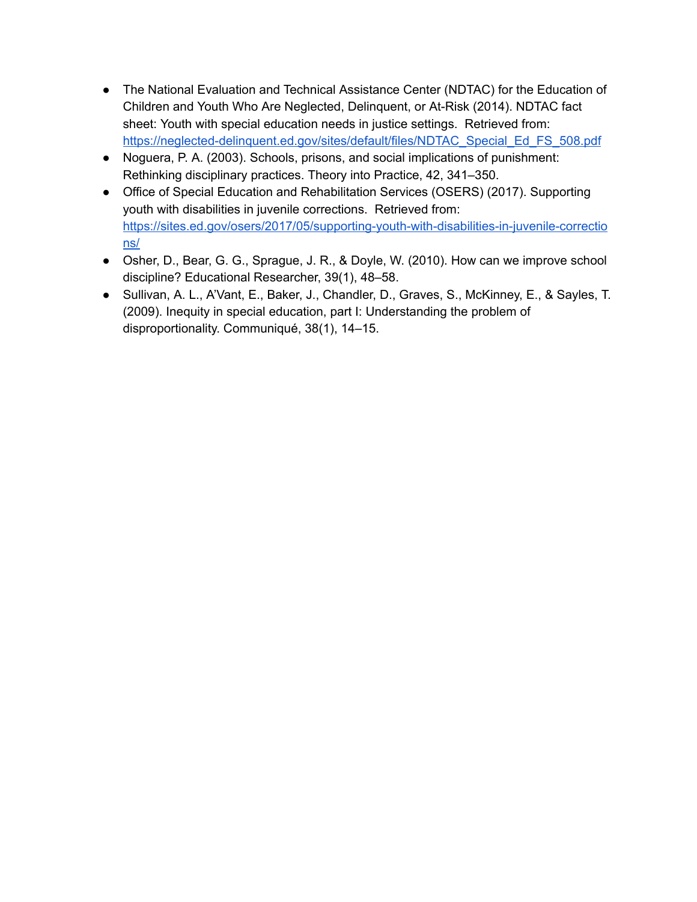- The National Evaluation and Technical Assistance Center (NDTAC) for the Education of Children and Youth Who Are Neglected, Delinquent, or At-Risk (2014). NDTAC fact sheet: Youth with special education needs in justice settings. Retrieved from: https://neglected-delinquent.ed.gov/sites/default/files/NDTAC_Special_Ed_FS_508.pdf
- Noguera, P. A. (2003). Schools, prisons, and social implications of punishment: Rethinking disciplinary practices. Theory into Practice, 42, 341–350.
- Office of Special Education and Rehabilitation Services (OSERS) (2017). Supporting youth with disabilities in juvenile corrections. Retrieved from: https://sites.ed.gov/osers/2017/05/supporting-youth-with-disabilities-in-juvenile-corrections/
- Osher, D., Bear, G. G., Sprague, J. R., & Doyle, W. (2010). How can we improve school discipline? Educational Researcher, 39(1), 48–58.
- Sullivan, A. L., A'Vant, E., Baker, J., Chandler, D., Graves, S., McKinney, E., & Sayles, T. (2009). Inequity in special education, part I: Understanding the problem of disproportionality. Communiqué, 38(1), 14–15.